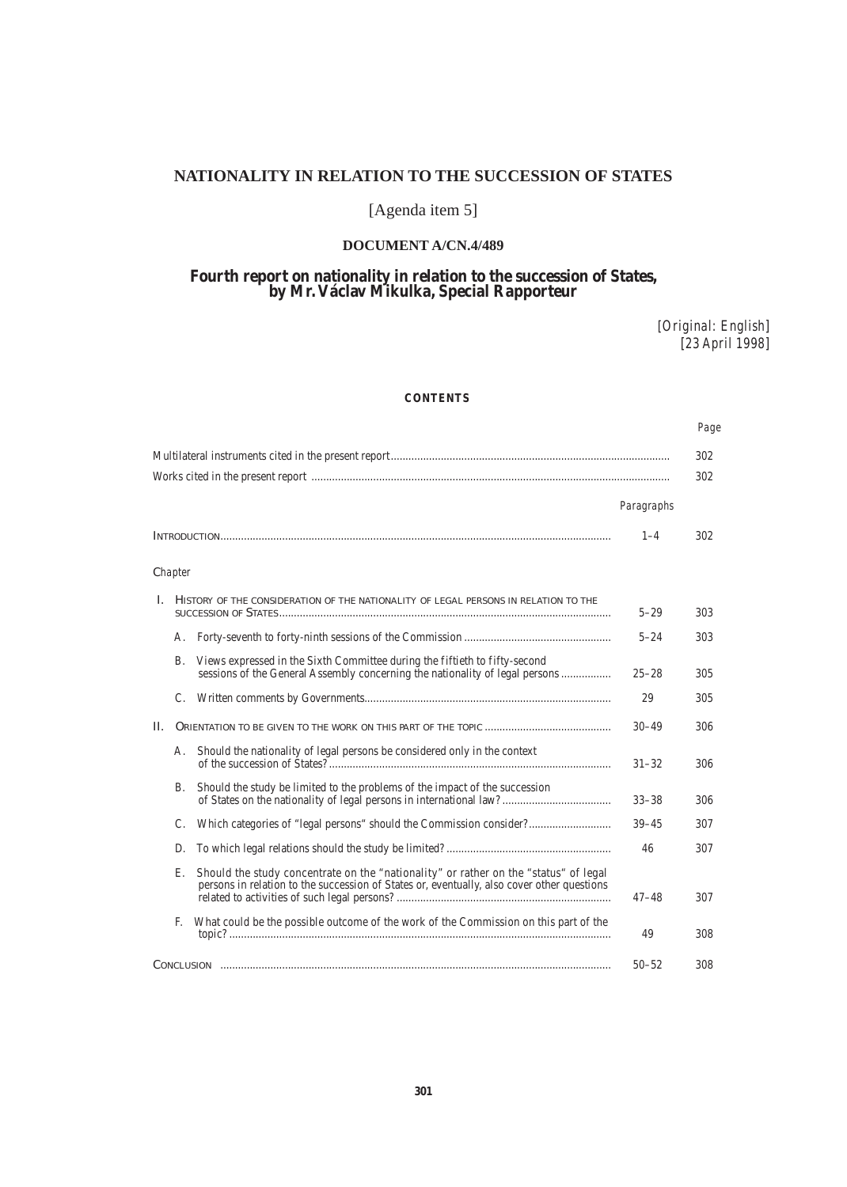# NATIONALITY IN RELATION TO THE SUCCESSION OF STATES

[Agenda item 5]

## DOCUMENT A/CN.4/489

## Fourth report on nationality in relation to the succession of States, by Mr. Václav Mikulka, Special Rapporteur

*[Original: English]*
*[23 April 1998]*

### CONTENTS

| | | *Paragraphs* | *Page* |
|---|---|---|---|
| Multilateral instruments cited in the present report | | | 302 |
| Works cited in the present report | | | 302 |
| INTRODUCTION | | 1–4 | 302 |
| *Chapter* | | | |
| I. | HISTORY OF THE CONSIDERATION OF THE NATIONALITY OF LEGAL PERSONS IN RELATION TO THE SUCCESSION OF STATES | 5–29 | 303 |
| | A. Forty-seventh to forty-ninth sessions of the Commission | 5–24 | 303 |
| | B. Views expressed in the Sixth Committee during the fiftieth to fifty-second sessions of the General Assembly concerning the nationality of legal persons | 25–28 | 305 |
| | C. Written comments by Governments | 29 | 305 |
| II. | ORIENTATION TO BE GIVEN TO THE WORK ON THIS PART OF THE TOPIC | 30–49 | 306 |
| | A. Should the nationality of legal persons be considered only in the context of the succession of States? | 31–32 | 306 |
| | B. Should the study be limited to the problems of the impact of the succession of States on the nationality of legal persons in international law? | 33–38 | 306 |
| | C. Which categories of "legal persons" should the Commission consider? | 39–45 | 307 |
| | D. To which legal relations should the study be limited? | 46 | 307 |
| | E. Should the study concentrate on the "nationality" or rather on the "status" of legal persons in relation to the succession of States or, eventually, also cover other questions related to activities of such legal persons? | 47–48 | 307 |
| | F. What could be the possible outcome of the work of the Commission on this part of the topic? | 49 | 308 |
| CONCLUSION | | 50–52 | 308 |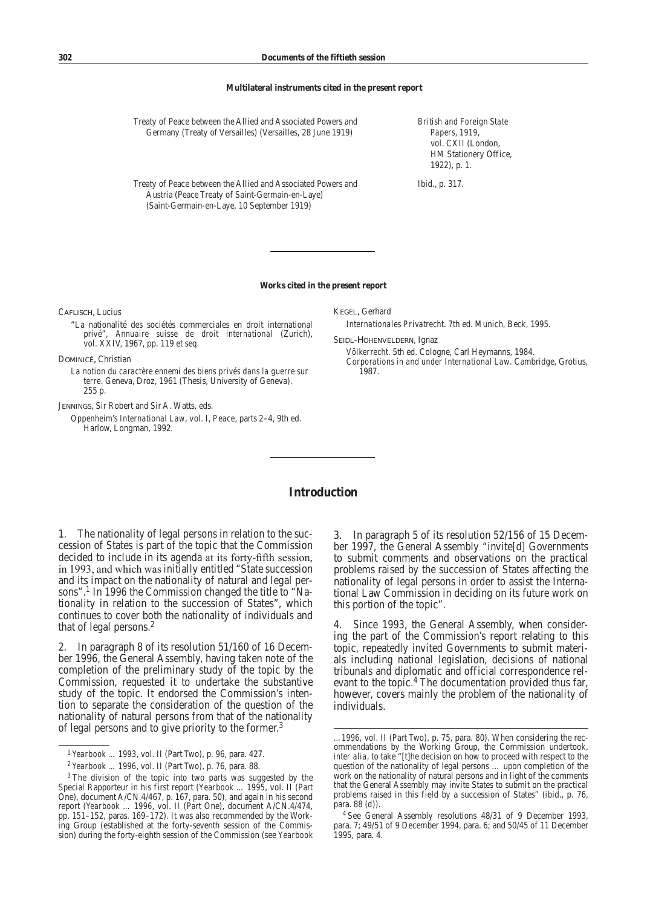**Multilateral instruments cited in the present report**

| | |
|---|---|
| Treaty of Peace between the Allied and Associated Powers and Germany (Treaty of Versailles) (Versailles, 28 June 1919) | *British and Foreign State Papers*, 1919, vol. CXII (London, HM Stationery Office, 1922), p. 1. |
| Treaty of Peace between the Allied and Associated Powers and Austria (Peace Treaty of Saint-Germain-en-Laye) (Saint-Germain-en-Laye, 10 September 1919) | Ibid., p. 317. |

**Works cited in the present report**

CAFLISCH, Lucius

"La nationalité des sociétés commerciales en droit international privé", *Annuaire suisse de droit international* (Zurich), vol. XXIV, 1967, pp. 119 et seq.

DOMINICÉ, Christian

*La notion du caractère ennemi des biens privés dans la guerre sur terre*. Geneva, Droz, 1961 (Thesis, University of Geneva). 255 p.

JENNINGS, Sir Robert and Sir A. Watts, eds.

*Oppenheim's International Law*, vol. I, *Peace*, parts 2–4, 9th ed. Harlow, Longman, 1992.

KEGEL, Gerhard

*Internationales Privatrecht*. 7th ed. Munich, Beck, 1995.

SEIDL-HOHENVELDERN, Ignaz

*Völkerrecht*. 5th ed. Cologne, Carl Heymanns, 1984.

*Corporations in and under International Law*. Cambridge, Grotius, 1987.

## Introduction

1. The nationality of legal persons in relation to the succession of States is part of the topic that the Commission decided to include in its agenda at its forty-fifth session, in 1993, and which was initially entitled "State succession and its impact on the nationality of natural and legal persons".[1] In 1996 the Commission changed the title to "Nationality in relation to the succession of States", which continues to cover both the nationality of individuals and that of legal persons.[2]

2. In paragraph 8 of its resolution 51/160 of 16 December 1996, the General Assembly, having taken note of the completion of the preliminary study of the topic by the Commission, requested it to undertake the substantive study of the topic. It endorsed the Commission's intention to separate the consideration of the question of the nationality of natural persons from that of the nationality of legal persons and to give priority to the former.[3]

3. In paragraph 5 of its resolution 52/156 of 15 December 1997, the General Assembly "invite[d] Governments to submit comments and observations on the practical problems raised by the succession of States affecting the nationality of legal persons in order to assist the International Law Commission in deciding on its future work on this portion of the topic".

4. Since 1993, the General Assembly, when considering the part of the Commission's report relating to this topic, repeatedly invited Governments to submit materials including national legislation, decisions of national tribunals and diplomatic and official correspondence relevant to the topic.[4] The documentation provided thus far, however, covers mainly the problem of the nationality of individuals.

---

[1] *Yearbook ... 1993*, vol. II (Part Two), p. 96, para. 427.

[2] *Yearbook ... 1996*, vol. II (Part Two), p. 76, para. 88.

[3] The division of the topic into two parts was suggested by the Special Rapporteur in his first report (*Yearbook ... 1995*, vol. II (Part One), document A/CN.4/467, p. 167, para. 50), and again in his second report (*Yearbook ... 1996*, vol. II (Part One), document A/CN.4/474, pp. 151–152, paras. 169–172). It was also recommended by the Working Group (established at the forty-seventh session of the Commission) during the forty-eighth session of the Commission (see *Yearbook ... 1996*, vol. II (Part Two), p. 75, para. 80). When considering the recommendations by the Working Group, the Commission undertook, *inter alia*, to take "[t]he decision on how to proceed with respect to the question of the nationality of legal persons ... upon completion of the work on the nationality of natural persons and in light of the comments that the General Assembly may invite States to submit on the practical problems raised in this field by a succession of States" (ibid., p. 76, para. 88 (*d*)).

[4] See General Assembly resolutions 48/31 of 9 December 1993, para. 7; 49/51 of 9 December 1994, para. 6; and 50/45 of 11 December 1995, para. 4.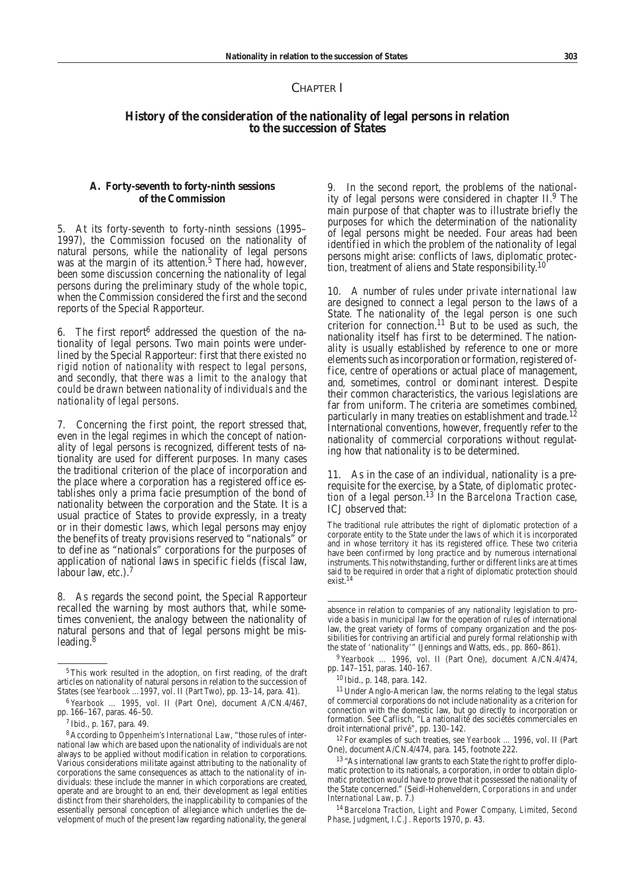# Chapter I

## History of the consideration of the nationality of legal persons in relation to the succession of States

### A. Forty-seventh to forty-ninth sessions of the Commission

5. At its forty-seventh to forty-ninth sessions (1995–1997), the Commission focused on the nationality of natural persons, while the nationality of legal persons was at the margin of its attention.[5] There had, however, been some discussion concerning the nationality of legal persons during the preliminary study of the whole topic, when the Commission considered the first and the second reports of the Special Rapporteur.

6. The first report[6] addressed the question of the nationality of legal persons. Two main points were underlined by the Special Rapporteur: first that *there existed no rigid notion of nationality with respect to legal persons*, and secondly, that *there was a limit to the analogy that could be drawn between nationality of individuals and the nationality of legal persons*.

7. Concerning the first point, the report stressed that, even in the legal regimes in which the concept of nationality of legal persons is recognized, different tests of nationality are used for different purposes. In many cases the traditional criterion of the place of incorporation and the place where a corporation has a registered office establishes only a prima facie presumption of the bond of nationality between the corporation and the State. It is a usual practice of States to provide expressly, in a treaty or in their domestic laws, which legal persons may enjoy the benefits of treaty provisions reserved to "nationals" or to define as "nationals" corporations for the purposes of application of national laws in specific fields (fiscal law, labour law, etc.).[7]

8. As regards the second point, the Special Rapporteur recalled the warning by most authors that, while sometimes convenient, the analogy between the nationality of natural persons and that of legal persons might be misleading.[8]

9. In the second report, the problems of the nationality of legal persons were considered in chapter II.[9] The main purpose of that chapter was to illustrate briefly the purposes for which the determination of the nationality of legal persons might be needed. Four areas had been identified in which the problem of the nationality of legal persons might arise: conflicts of laws, diplomatic protection, treatment of aliens and State responsibility.[10]

10. A number of rules under *private international law* are designed to connect a legal person to the laws of a State. The nationality of the legal person is one such criterion for connection.[11] But to be used as such, the nationality itself has first to be determined. The nationality is usually established by reference to one or more elements such as incorporation or formation, registered office, centre of operations or actual place of management, and, sometimes, control or dominant interest. Despite their common characteristics, the various legislations are far from uniform. The criteria are sometimes combined, particularly in many treaties on establishment and trade.[12] International conventions, however, frequently refer to the nationality of commercial corporations without regulating how that nationality is to be determined.

11. As in the case of an individual, nationality is a prerequisite for the exercise, by a State, of *diplomatic protection* of a legal person.[13] In the *Barcelona Traction* case, ICJ observed that:

> The traditional rule attributes the right of diplomatic protection of a corporate entity to the State under the laws of which it is incorporated and in whose territory it has its registered office. These two criteria have been confirmed by long practice and by numerous international instruments. This notwithstanding, further or different links are at times said to be required in order that a right of diplomatic protection should exist.[14]

---

[5] This work resulted in the adoption, on first reading, of the draft articles on nationality of natural persons in relation to the succession of States (see *Yearbook ... 1997*, vol. II (Part Two), pp. 13–14, para. 41).

[6] *Yearbook ... 1995*, vol. II (Part One), document A/CN.4/467, pp. 166–167, paras. 46–50.

[7] *Ibid.*, p. 167, para. 49.

[8] According to *Oppenheim's International Law*, "those rules of international law which are based upon the nationality of individuals are not always to be applied without modification in relation to corporations. Various considerations militate against attributing to the nationality of corporations the same consequences as attach to the nationality of individuals: these include the manner in which corporations are created, operate and are brought to an end, their development as legal entities distinct from their shareholders, the inapplicability to companies of the essentially personal conception of allegiance which underlies the development of much of the present law regarding nationality, the general absence in relation to companies of any nationality legislation to provide a basis in municipal law for the operation of rules of international law, the great variety of forms of company organization and the possibilities for contriving an artificial and purely formal relationship with the state of 'nationality'" (Jennings and Watts, eds., pp. 860–861).

[9] *Yearbook ... 1996*, vol. II (Part One), document A/CN.4/474, pp. 147–151, paras. 140–167.

[10] *Ibid.*, p. 148, para. 142.

[11] Under Anglo-American law, the norms relating to the legal status of commercial corporations do not include nationality as a criterion for connection with the domestic law, but go directly to incorporation or formation. See Caflisch, "La nationalité des sociétés commerciales en droit international privé", pp. 130–142.

[12] For examples of such treaties, see *Yearbook ... 1996*, vol. II (Part One), document A/CN.4/474, para. 145, footnote 222.

[13] "As international law grants to each State the right to proffer diplomatic protection to its nationals, a corporation, in order to obtain diplomatic protection would have to prove that it possessed the nationality of the State concerned." (Seidl-Hohenveldern, *Corporations in and under International Law*, p. 7.)

[14] *Barcelona Traction, Light and Power Company, Limited, Second Phase, Judgment, I.C.J. Reports 1970*, p. 43.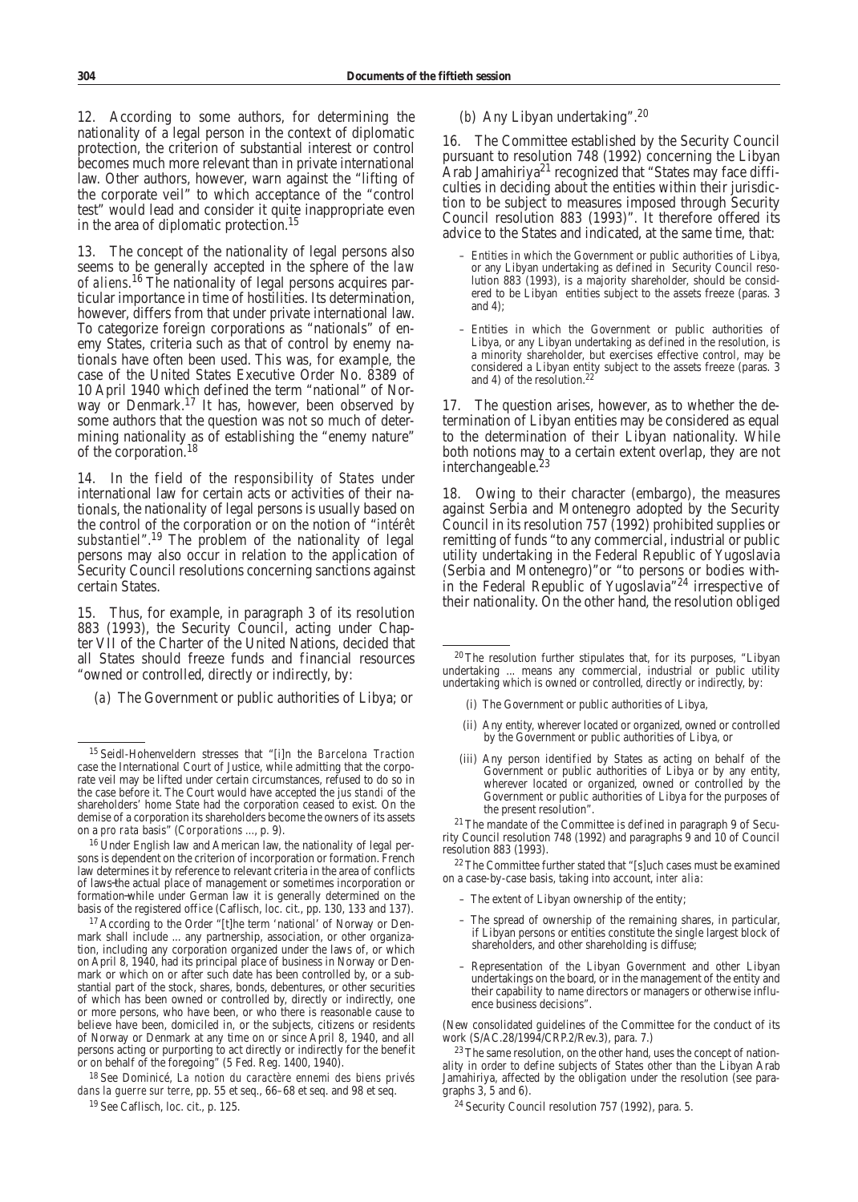12. According to some authors, for determining the nationality of a legal person in the context of diplomatic protection, the criterion of substantial interest or control becomes much more relevant than in private international law. Other authors, however, warn against the "lifting of the corporate veil" to which acceptance of the "control test" would lead and consider it quite inappropriate even in the area of diplomatic protection.[15]

13. The concept of the nationality of legal persons also seems to be generally accepted in the sphere of the *law of aliens*.[16] The nationality of legal persons acquires particular importance in time of hostilities. Its determination, however, differs from that under private international law. To categorize foreign corporations as "nationals" of enemy States, criteria such as that of control by enemy nationals have often been used. This was, for example, the case of the United States Executive Order No. 8389 of 10 April 1940 which defined the term "national" of Norway or Denmark.[17] It has, however, been observed by some authors that the question was not so much of determining nationality as of establishing the "enemy nature" of the corporation.[18]

14. In the field of the *responsibility of States* under international law for certain acts or activities of their nationals, the nationality of legal persons is usually based on the control of the corporation or on the notion of "*intérêt substantiel*".[19] The problem of the nationality of legal persons may also occur in relation to the application of Security Council resolutions concerning sanctions against certain States.

15. Thus, for example, in paragraph 3 of its resolution 883 (1993), the Security Council, acting under Chapter VII of the Charter of the United Nations, decided that all States should freeze funds and financial resources "owned or controlled, directly or indirectly, by:

(*a*) The Government or public authorities of Libya; or

(*b*) Any Libyan undertaking".[20]

16. The Committee established by the Security Council pursuant to resolution 748 (1992) concerning the Libyan Arab Jamahiriya[21] recognized that "States may face difficulties in deciding about the entities within their jurisdiction to be subject to measures imposed through Security Council resolution 883 (1993)". It therefore offered its advice to the States and indicated, at the same time, that:

> – Entities in which the Government or public authorities of Libya, or any Libyan undertaking as defined in Security Council resolution 883 (1993), is a majority shareholder, should be considered to be Libyan entities subject to the assets freeze (paras. 3 and 4);
>
> – Entities in which the Government or public authorities of Libya, or any Libyan undertaking as defined in the resolution, is a minority shareholder, but exercises effective control, may be considered a Libyan entity subject to the assets freeze (paras. 3 and 4) of the resolution.[22]

17. The question arises, however, as to whether the determination of Libyan entities may be considered as equal to the determination of their Libyan nationality. While both notions may to a certain extent overlap, they are not interchangeable.[23]

18. Owing to their character (embargo), the measures against Serbia and Montenegro adopted by the Security Council in its resolution 757 (1992) prohibited supplies or remitting of funds "to any commercial, industrial or public utility undertaking in the Federal Republic of Yugoslavia (Serbia and Montenegro)"or "to persons or bodies within the Federal Republic of Yugoslavia"[24] irrespective of their nationality. On the other hand, the resolution obliged

---

[15] Seidl-Hohenveldern stresses that "[i]n the *Barcelona Traction* case the International Court of Justice, while admitting that the corporate veil may be lifted under certain circumstances, refused to do so in the case before it. The Court would have accepted the *jus standi* of the shareholders' home State had the corporation ceased to exist. On the demise of a corporation its shareholders become the owners of its assets on a *pro rata* basis" (*Corporations* ..., p. 9).

[16] Under English law and American law, the nationality of legal persons is dependent on the criterion of incorporation or formation. French law determines it by reference to relevant criteria in the area of conflicts of laws—the actual place of management or sometimes incorporation or formation—while under German law it is generally determined on the basis of the registered office (Caflisch, loc. cit., pp. 130, 133 and 137).

[17] According to the Order "[t]he term 'national' of Norway or Denmark shall include ... any partnership, association, or other organization, including any corporation organized under the laws of, or which on April 8, 1940, had its principal place of business in Norway or Denmark or which on or after such date has been controlled by, or a substantial part of the stock, shares, bonds, debentures, or other securities of which has been owned or controlled by, directly or indirectly, one or more persons, who have been, or who there is reasonable cause to believe have been, domiciled in, or the subjects, citizens or residents of Norway or Denmark at any time on or since April 8, 1940, and all persons acting or purporting to act directly or indirectly for the benefit or on behalf of the foregoing" (5 Fed. Reg. 1400, 1940).

[18] See Dominicé, *La notion du caractère ennemi des biens privés dans la guerre sur terre*, pp. 55 et seq., 66–68 et seq. and 98 et seq.

[19] See Caflisch, loc. cit., p. 125.

[20] The resolution further stipulates that, for its purposes, "Libyan undertaking ... means any commercial, industrial or public utility undertaking which is owned or controlled, directly or indirectly, by:

> (i) The Government or public authorities of Libya,
>
> (ii) Any entity, wherever located or organized, owned or controlled by the Government or public authorities of Libya, or
>
> (iii) Any person identified by States as acting on behalf of the Government or public authorities of Libya or by any entity, wherever located or organized, owned or controlled by the Government or public authorities of Libya for the purposes of the present resolution".

[21] The mandate of the Committee is defined in paragraph 9 of Security Council resolution 748 (1992) and paragraphs 9 and 10 of Council resolution 883 (1993).

[22] The Committee further stated that "[s]uch cases must be examined on a case-by-case basis, taking into account, *inter alia*:

> – The extent of Libyan ownership of the entity;
>
> – The spread of ownership of the remaining shares, in particular, if Libyan persons or entities constitute the single largest block of shareholders, and other shareholding is diffuse;
>
> – Representation of the Libyan Government and other Libyan undertakings on the board, or in the management of the entity and their capability to name directors or managers or otherwise influence business decisions".

(New consolidated guidelines of the Committee for the conduct of its work (S/AC.28/1994/CRP.2/Rev.3), para. 7.)

[23] The same resolution, on the other hand, uses the concept of nationality in order to define subjects of States other than the Libyan Arab Jamahiriya, affected by the obligation under the resolution (see paragraphs 3, 5 and 6).

[24] Security Council resolution 757 (1992), para. 5.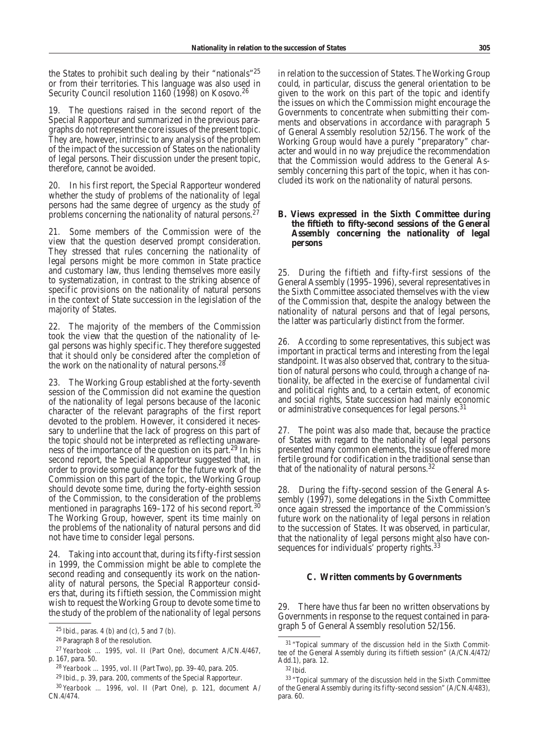the States to prohibit such dealing by their "nationals"[25] or from their territories. This language was also used in Security Council resolution 1160 (1998) on Kosovo.[26]

19. The questions raised in the second report of the Special Rapporteur and summarized in the previous paragraphs do not represent the core issues of the present topic. They are, however, intrinsic to any analysis of the problem of the impact of the succession of States on the nationality of legal persons. Their discussion under the present topic, therefore, cannot be avoided.

20. In his first report, the Special Rapporteur wondered whether the study of problems of the nationality of legal persons had the same degree of urgency as the study of problems concerning the nationality of natural persons.[27]

21. Some members of the Commission were of the view that the question deserved prompt consideration. They stressed that rules concerning the nationality of legal persons might be more common in State practice and customary law, thus lending themselves more easily to systematization, in contrast to the striking absence of specific provisions on the nationality of natural persons in the context of State succession in the legislation of the majority of States.

22. The majority of the members of the Commission took the view that the question of the nationality of legal persons was highly specific. They therefore suggested that it should only be considered after the completion of the work on the nationality of natural persons.[28]

23. The Working Group established at the forty-seventh session of the Commission did not examine the question of the nationality of legal persons because of the laconic character of the relevant paragraphs of the first report devoted to the problem. However, it considered it necessary to underline that the lack of progress on this part of the topic should not be interpreted as reflecting unawareness of the importance of the question on its part.[29] In his second report, the Special Rapporteur suggested that, in order to provide some guidance for the future work of the Commission on this part of the topic, the Working Group should devote some time, during the forty-eighth session of the Commission, to the consideration of the problems mentioned in paragraphs 169–172 of his second report.[30] The Working Group, however, spent its time mainly on the problems of the nationality of natural persons and did not have time to consider legal persons.

24. Taking into account that, during its fifty-first session in 1999, the Commission might be able to complete the second reading and consequently its work on the nationality of natural persons, the Special Rapporteur considers that, during its fiftieth session, the Commission might wish to request the Working Group to devote some time to the study of the problem of the nationality of legal persons in relation to the succession of States. The Working Group could, in particular, discuss the general orientation to be given to the work on this part of the topic and identify the issues on which the Commission might encourage the Governments to concentrate when submitting their comments and observations in accordance with paragraph 5 of General Assembly resolution 52/156. The work of the Working Group would have a purely "preparatory" character and would in no way prejudice the recommendation that the Commission would address to the General Assembly concerning this part of the topic, when it has concluded its work on the nationality of natural persons.

### B. Views expressed in the Sixth Committee during the fiftieth to fifty-second sessions of the General Assembly concerning the nationality of legal persons

25. During the fiftieth and fifty-first sessions of the General Assembly (1995–1996), several representatives in the Sixth Committee associated themselves with the view of the Commission that, despite the analogy between the nationality of natural persons and that of legal persons, the latter was particularly distinct from the former.

26. According to some representatives, this subject was important in practical terms and interesting from the legal standpoint. It was also observed that, contrary to the situation of natural persons who could, through a change of nationality, be affected in the exercise of fundamental civil and political rights and, to a certain extent, of economic and social rights, State succession had mainly economic or administrative consequences for legal persons.[31]

27. The point was also made that, because the practice of States with regard to the nationality of legal persons presented many common elements, the issue offered more fertile ground for codification in the traditional sense than that of the nationality of natural persons.[32]

28. During the fifty-second session of the General Assembly (1997), some delegations in the Sixth Committee once again stressed the importance of the Commission's future work on the nationality of legal persons in relation to the succession of States. It was observed, in particular, that the nationality of legal persons might also have consequences for individuals' property rights.[33]

### C. Written comments by Governments

29. There have thus far been no written observations by Governments in response to the request contained in paragraph 5 of General Assembly resolution 52/156.

---

[25] Ibid., paras. 4 (*b*) and (*c*), 5 and 7 (*b*).

[26] Paragraph 8 of the resolution.

[27] *Yearbook ... 1995*, vol. II (Part One), document A/CN.4/467, p. 167, para. 50.

[28] *Yearbook ... 1995*, vol. II (Part Two), pp. 39–40, para. 205.

[29] Ibid., p. 39, para. 200, comments of the Special Rapporteur.

[30] *Yearbook ... 1996*, vol. II (Part One), p. 121, document A/CN.4/474.

[31] "Topical summary of the discussion held in the Sixth Committee of the General Assembly during its fiftieth session" (A/CN.4/472/Add.1), para. 12.

[32] Ibid.

[33] "Topical summary of the discussion held in the Sixth Committee of the General Assembly during its fifty-second session" (A/CN.4/483), para. 60.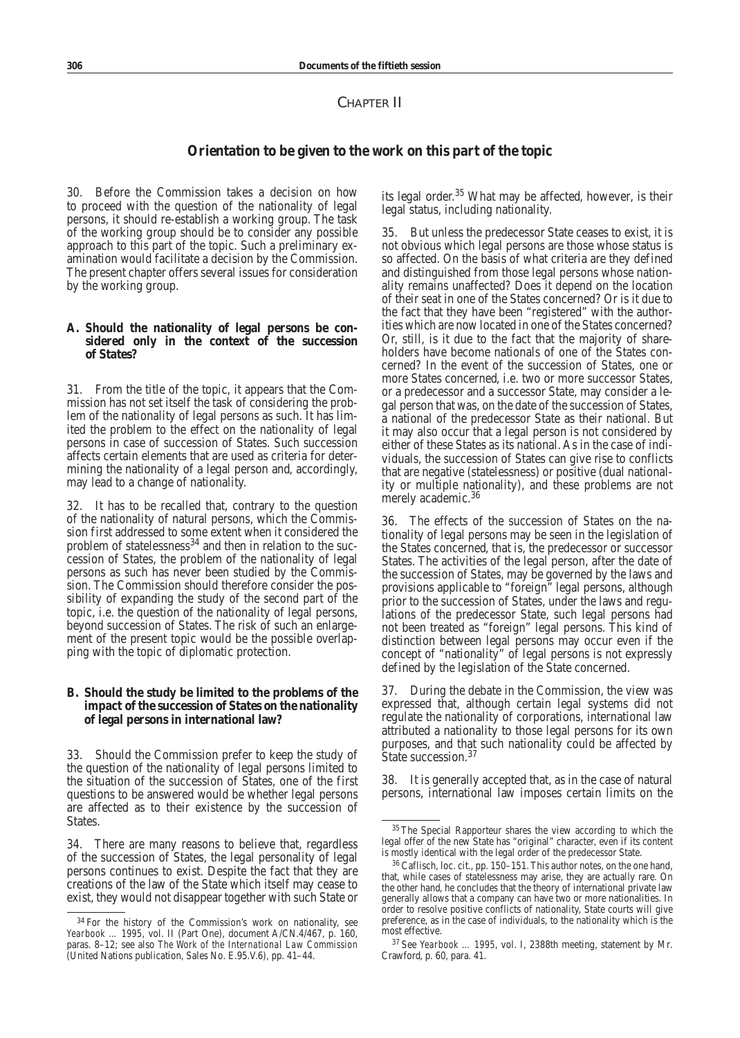## CHAPTER II

## Orientation to be given to the work on this part of the topic

30. Before the Commission takes a decision on how to proceed with the question of the nationality of legal persons, it should re-establish a working group. The task of the working group should be to consider any possible approach to this part of the topic. Such a preliminary examination would facilitate a decision by the Commission. The present chapter offers several issues for consideration by the working group.

### A. Should the nationality of legal persons be considered only in the context of the succession of States?

31. From the title of the topic, it appears that the Commission has not set itself the task of considering the problem of the nationality of legal persons as such. It has limited the problem to the effect on the nationality of legal persons in case of succession of States. Such succession affects certain elements that are used as criteria for determining the nationality of a legal person and, accordingly, may lead to a change of nationality.

32. It has to be recalled that, contrary to the question of the nationality of natural persons, which the Commission first addressed to some extent when it considered the problem of statelessness[34] and then in relation to the succession of States, the problem of the nationality of legal persons as such has never been studied by the Commission. The Commission should therefore consider the possibility of expanding the study of the second part of the topic, i.e. the question of the nationality of legal persons, beyond succession of States. The risk of such an enlargement of the present topic would be the possible overlapping with the topic of diplomatic protection.

### B. Should the study be limited to the problems of the impact of the succession of States on the nationality of legal persons in international law?

33. Should the Commission prefer to keep the study of the question of the nationality of legal persons limited to the situation of the succession of States, one of the first questions to be answered would be whether legal persons are affected as to their existence by the succession of States.

34. There are many reasons to believe that, regardless of the succession of States, the legal personality of legal persons continues to exist. Despite the fact that they are creations of the law of the State which itself may cease to exist, they would not disappear together with such State or its legal order.[35] What may be affected, however, is their legal status, including nationality.

35. But unless the predecessor State ceases to exist, it is not obvious which legal persons are those whose status is so affected. On the basis of what criteria are they defined and distinguished from those legal persons whose nationality remains unaffected? Does it depend on the location of their seat in one of the States concerned? Or is it due to the fact that they have been "registered" with the authorities which are now located in one of the States concerned? Or, still, is it due to the fact that the majority of shareholders have become nationals of one of the States concerned? In the event of the succession of States, one or more States concerned, i.e. two or more successor States, or a predecessor and a successor State, may consider a legal person that was, on the date of the succession of States, a national of the predecessor State as their national. But it may also occur that a legal person is not considered by either of these States as its national. As in the case of individuals, the succession of States can give rise to conflicts that are negative (statelessness) or positive (dual nationality or multiple nationality), and these problems are not merely academic.[36]

36. The effects of the succession of States on the nationality of legal persons may be seen in the legislation of the States concerned, that is, the predecessor or successor States. The activities of the legal person, after the date of the succession of States, may be governed by the laws and provisions applicable to "foreign" legal persons, although prior to the succession of States, under the laws and regulations of the predecessor State, such legal persons had not been treated as "foreign" legal persons. This kind of distinction between legal persons may occur even if the concept of "nationality" of legal persons is not expressly defined by the legislation of the State concerned.

37. During the debate in the Commission, the view was expressed that, although certain legal systems did not regulate the nationality of corporations, international law attributed a nationality to those legal persons for its own purposes, and that such nationality could be affected by State succession.[37]

38. It is generally accepted that, as in the case of natural persons, international law imposes certain limits on the

---

[34] For the history of the Commission's work on nationality, see *Yearbook ... 1995*, vol. II (Part One), document A/CN.4/467, p. 160, paras. 8–12; see also *The Work of the International Law Commission* (United Nations publication, Sales No. E.95.V.6), pp. 41–44.

[35] The Special Rapporteur shares the view according to which the legal offer of the new State has "original" character, even if its content is mostly identical with the legal order of the predecessor State.

[36] Caflisch, loc. cit., pp. 150–151. This author notes, on the one hand, that, while cases of statelessness may arise, they are actually rare. On the other hand, he concludes that the theory of international private law generally allows that a company can have two or more nationalities. In order to resolve positive conflicts of nationality, State courts will give preference, as in the case of individuals, to the nationality which is the most effective.

[37] See *Yearbook ... 1995*, vol. I, 2388th meeting, statement by Mr. Crawford, p. 60, para. 41.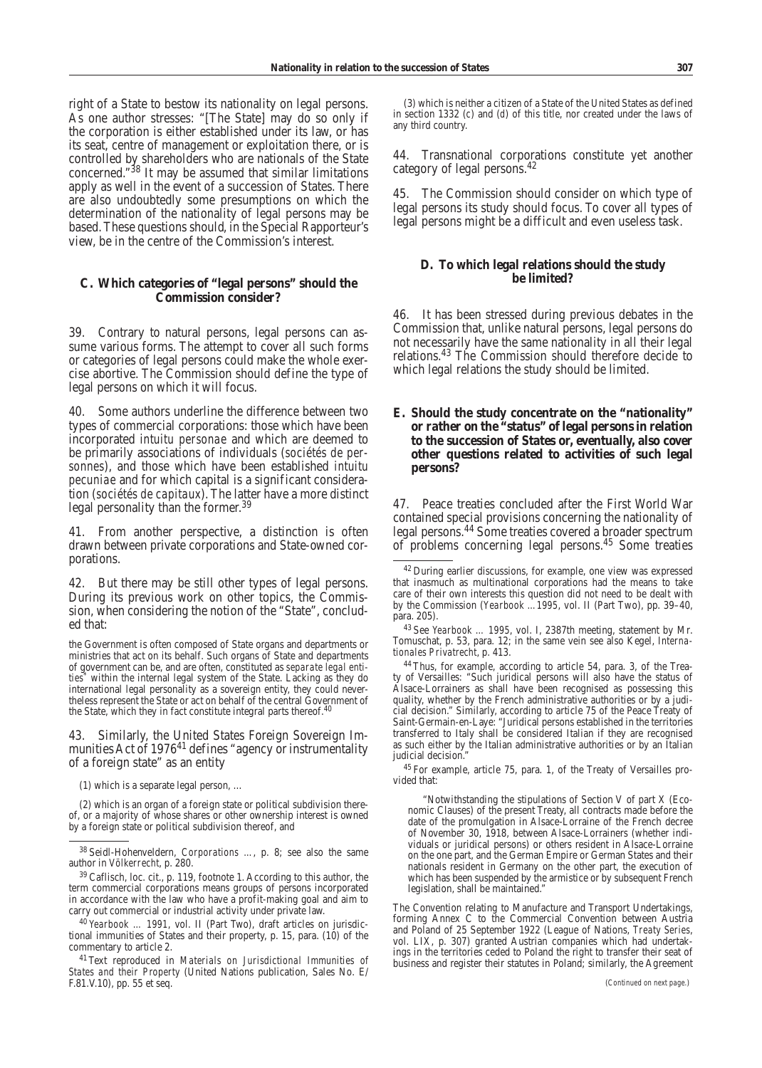right of a State to bestow its nationality on legal persons. As one author stresses: "[The State] may do so only if the corporation is either established under its law, or has its seat, centre of management or exploitation there, or is controlled by shareholders who are nationals of the State concerned."[38] It may be assumed that similar limitations apply as well in the event of a succession of States. There are also undoubtedly some presumptions on which the determination of the nationality of legal persons may be based. These questions should, in the Special Rapporteur's view, be in the centre of the Commission's interest.

### C. Which categories of "legal persons" should the Commission consider?

39. Contrary to natural persons, legal persons can assume various forms. The attempt to cover all such forms or categories of legal persons could make the whole exercise abortive. The Commission should define the type of legal persons on which it will focus.

40. Some authors underline the difference between two types of commercial corporations: those which have been incorporated *intuitu personae* and which are deemed to be primarily associations of individuals (*sociétés de personnes*), and those which have been established *intuitu pecuniae* and for which capital is a significant consideration (*sociétés de capitaux*). The latter have a more distinct legal personality than the former.[39]

41. From another perspective, a distinction is often drawn between private corporations and State-owned corporations.

42. But there may be still other types of legal persons. During its previous work on other topics, the Commission, when considering the notion of the "State", concluded that:

> the Government is often composed of State organs and departments or ministries that act on its behalf. Such organs of State and departments of government can be, and are often, constituted as *separate legal entities*\* within the internal legal system of the State. Lacking as they do international legal personality as a sovereign entity, they could nevertheless represent the State or act on behalf of the central Government of the State, which they in fact constitute integral parts thereof.[40]

43. Similarly, the United States Foreign Sovereign Immunities Act of 1976[41] defines "agency or instrumentality of a foreign state" as an entity

> (1) which is a separate legal person, ...
>
> (2) which is an organ of a foreign state or political subdivision thereof, or a majority of whose shares or other ownership interest is owned by a foreign state or political subdivision thereof, and
>
> (3) which is neither a citizen of a State of the United States as defined in section 1332 (c) and (d) of this title, nor created under the laws of any third country.

44. Transnational corporations constitute yet another category of legal persons.[42]

45. The Commission should consider on which type of legal persons its study should focus. To cover all types of legal persons might be a difficult and even useless task.

### D. To which legal relations should the study be limited?

46. It has been stressed during previous debates in the Commission that, unlike natural persons, legal persons do not necessarily have the same nationality in all their legal relations.[43] The Commission should therefore decide to which legal relations the study should be limited.

### E. Should the study concentrate on the "nationality" or rather on the "status" of legal persons in relation to the succession of States or, eventually, also cover other questions related to activities of such legal persons?

47. Peace treaties concluded after the First World War contained special provisions concerning the nationality of legal persons.[44] Some treaties covered a broader spectrum of problems concerning legal persons.[45] Some treaties

---

[38] Seidl-Hohenveldern, *Corporations* ..., p. 8; see also the same author in *Völkerrecht*, p. 280.

[39] Caflisch, loc. cit., p. 119, footnote 1. According to this author, the term commercial corporations means groups of persons incorporated in accordance with the law who have a profit-making goal and aim to carry out commercial or industrial activity under private law.

[40] *Yearbook ... 1991*, vol. II (Part Two), draft articles on jurisdictional immunities of States and their property, p. 15, para. (10) of the commentary to article 2.

[41] Text reproduced in *Materials on Jurisdictional Immunities of States and their Property* (United Nations publication, Sales No. E/F.81.V.10), pp. 55 et seq.

[42] During earlier discussions, for example, one view was expressed that inasmuch as multinational corporations had the means to take care of their own interests this question did not need to be dealt with by the Commission (*Yearbook ... 1995*, vol. II (Part Two), pp. 39–40, para. 205).

[43] See *Yearbook ... 1995*, vol. I, 2387th meeting, statement by Mr. Tomuschat, p. 53, para. 12; in the same vein see also Kegel, *Internationales Privatrecht*, p. 413.

[44] Thus, for example, according to article 54, para. 3, of the Treaty of Versailles: "Such juridical persons will also have the status of Alsace-Lorrainers as shall have been recognised as possessing this quality, whether by the French administrative authorities or by a judicial decision." Similarly, according to article 75 of the Peace Treaty of Saint-Germain-en-Laye: "Juridical persons established in the territories transferred to Italy shall be considered Italian if they are recognised as such either by the Italian administrative authorities or by an Italian judicial decision."

[45] For example, article 75, para. 1, of the Treaty of Versailles provided that:

> "Notwithstanding the stipulations of Section V of part X (Economic Clauses) of the present Treaty, all contracts made before the date of the promulgation in Alsace-Lorraine of the French decree of November 30, 1918, between Alsace-Lorrainers (whether individuals or juridical persons) or others resident in Alsace-Lorraine on the one part, and the German Empire or German States and their nationals resident in Germany on the other part, the execution of which has been suspended by the armistice or by subsequent French legislation, shall be maintained."

The Convention relating to Manufacture and Transport Undertakings, forming Annex C to the Commercial Convention between Austria and Poland of 25 September 1922 (League of Nations, *Treaty Series*, vol. LIX, p. 307) granted Austrian companies which had undertakings in the territories ceded to Poland the right to transfer their seat of business and register their statutes in Poland; similarly, the Agreement

*(Continued on next page.)*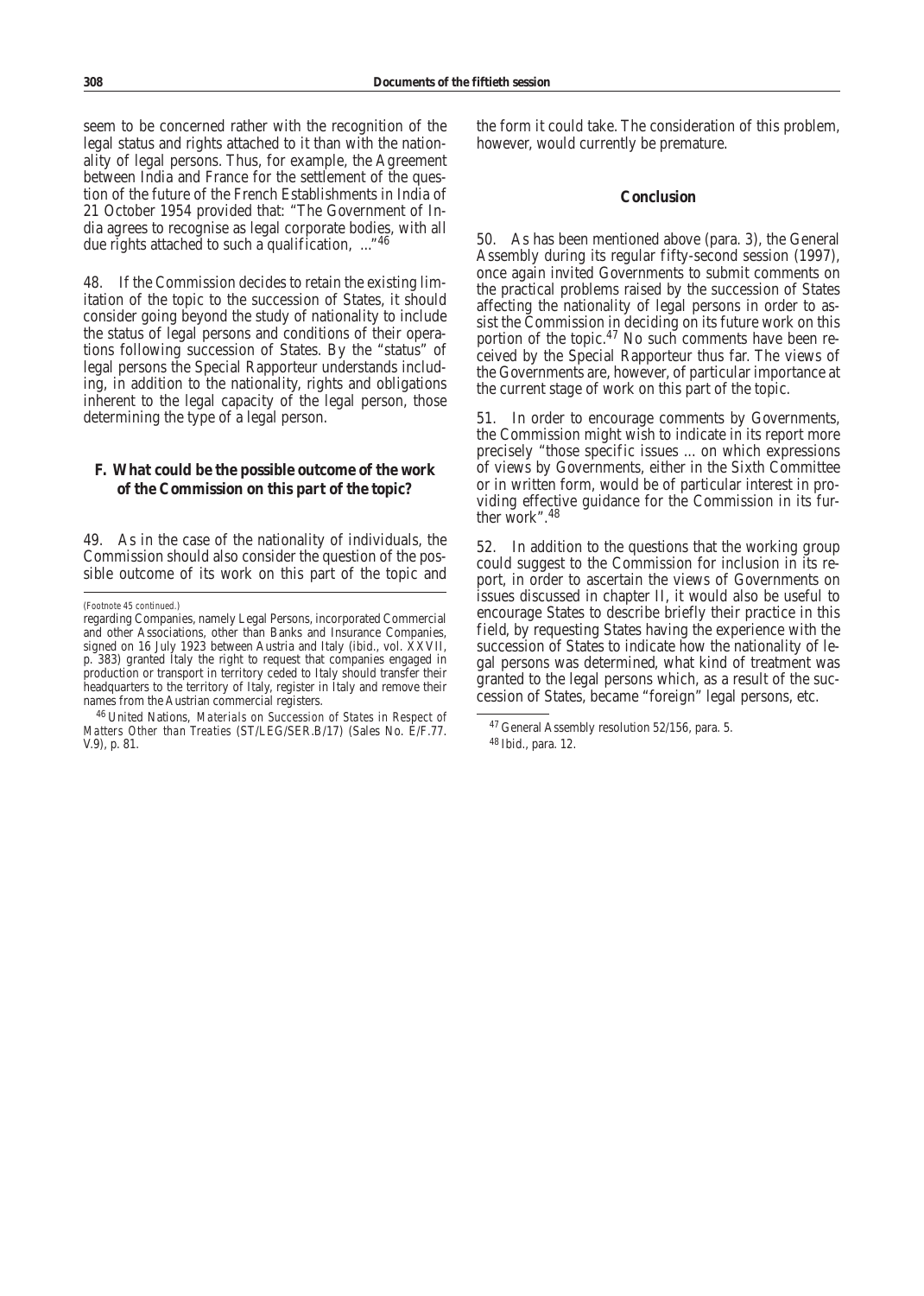seem to be concerned rather with the recognition of the legal status and rights attached to it than with the nationality of legal persons. Thus, for example, the Agreement between India and France for the settlement of the question of the future of the French Establishments in India of 21 October 1954 provided that: "The Government of India agrees to recognise as legal corporate bodies, with all due rights attached to such a qualification, ..."[46]

48. If the Commission decides to retain the existing limitation of the topic to the succession of States, it should consider going beyond the study of nationality to include the status of legal persons and conditions of their operations following succession of States. By the "status" of legal persons the Special Rapporteur understands including, in addition to the nationality, rights and obligations inherent to the legal capacity of the legal person, those determining the type of a legal person.

### F. What could be the possible outcome of the work of the Commission on this part of the topic?

49. As in the case of the nationality of individuals, the Commission should also consider the question of the possible outcome of its work on this part of the topic and the form it could take. The consideration of this problem, however, would currently be premature.

### Conclusion

50. As has been mentioned above (para. 3), the General Assembly during its regular fifty-second session (1997), once again invited Governments to submit comments on the practical problems raised by the succession of States affecting the nationality of legal persons in order to assist the Commission in deciding on its future work on this portion of the topic.[47] No such comments have been received by the Special Rapporteur thus far. The views of the Governments are, however, of particular importance at the current stage of work on this part of the topic.

51. In order to encourage comments by Governments, the Commission might wish to indicate in its report more precisely "those specific issues ... on which expressions of views by Governments, either in the Sixth Committee or in written form, would be of particular interest in providing effective guidance for the Commission in its further work".[48]

52. In addition to the questions that the working group could suggest to the Commission for inclusion in its report, in order to ascertain the views of Governments on issues discussed in chapter II, it would also be useful to encourage States to describe briefly their practice in this field, by requesting States having the experience with the succession of States to indicate how the nationality of legal persons was determined, what kind of treatment was granted to the legal persons which, as a result of the succession of States, became "foreign" legal persons, etc.

---

*(Footnote 45 continued.)*

regarding Companies, namely Legal Persons, incorporated Commercial and other Associations, other than Banks and Insurance Companies, signed on 16 July 1923 between Austria and Italy (ibid., vol. XXVII, p. 383) granted Italy the right to request that companies engaged in production or transport in territory ceded to Italy should transfer their headquarters to the territory of Italy, register in Italy and remove their names from the Austrian commercial registers.

[46] United Nations, *Materials on Succession of States in Respect of Matters Other than Treaties* (ST/LEG/SER.B/17) (Sales No. E/F.77.V.9), p. 81.

[47] General Assembly resolution 52/156, para. 5.

[48] Ibid., para. 12.